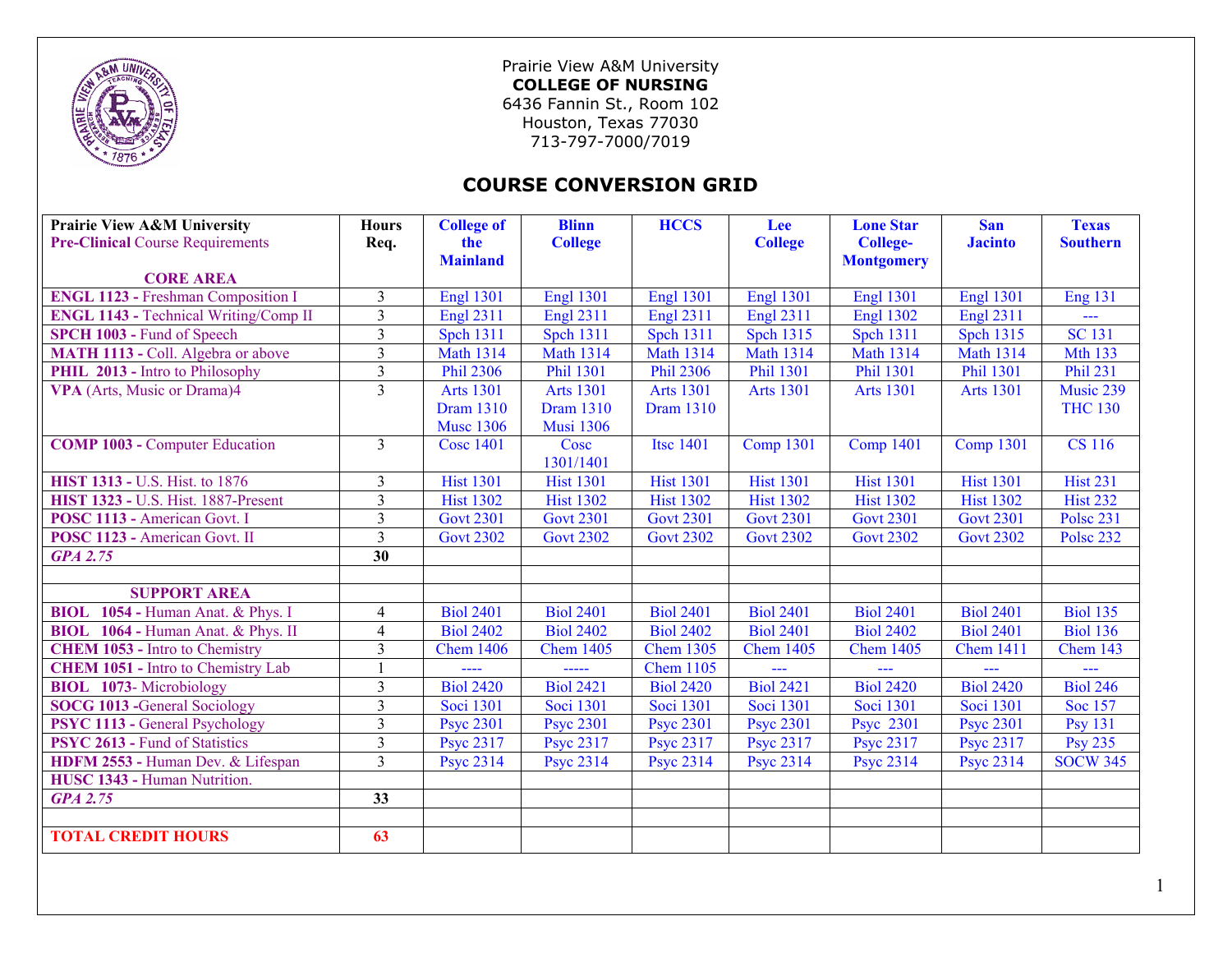Prairie View A&M University
**COLLEGE OF NURSING**
6436 Fannin St., Room 102
Houston, Texas 77030
713-797-7000/7019

# COURSE CONVERSION GRID

| Prairie View A&M University **Pre-Clinical** Course Requirements | Hours Req. | College of the Mainland | Blinn College | HCCS | Lee College | Lone Star College-Montgomery | San Jacinto | Texas Southern |
|---|---|---|---|---|---|---|---|---|
| **CORE AREA** | | | | | | | | |
| **ENGL 1123 -** Freshman Composition I | 3 | Engl 1301 | Engl 1301 | Engl 1301 | Engl 1301 | Engl 1301 | Engl 1301 | Eng 131 |
| **ENGL 1143 -** Technical Writing/Comp II | 3 | Engl 2311 | Engl 2311 | Engl 2311 | Engl 2311 | Engl 1302 | Engl 2311 | --- |
| **SPCH 1003 -** Fund of Speech | 3 | Spch 1311 | Spch 1311 | Spch 1311 | Spch 1315 | Spch 1311 | Spch 1315 | SC 131 |
| **MATH 1113 -** Coll. Algebra or above | 3 | Math 1314 | Math 1314 | Math 1314 | Math 1314 | Math 1314 | Math 1314 | Mth 133 |
| **PHIL 2013 -** Intro to Philosophy | 3 | Phil 2306 | Phil 1301 | Phil 2306 | Phil 1301 | Phil 1301 | Phil 1301 | Phil 231 |
| **VPA** (Arts, Music or Drama)4 | 3 | Arts 1301 Dram 1310 Musc 1306 | Arts 1301 Dram 1310 Musi 1306 | Arts 1301 Dram 1310 | Arts 1301 | Arts 1301 | Arts 1301 | Music 239 THC 130 |
| **COMP 1003 -** Computer Education | 3 | Cosc 1401 | Cosc 1301/1401 | Itsc 1401 | Comp 1301 | Comp 1401 | Comp 1301 | CS 116 |
| **HIST 1313 -** U.S. Hist. to 1876 | 3 | Hist 1301 | Hist 1301 | Hist 1301 | Hist 1301 | Hist 1301 | Hist 1301 | Hist 231 |
| **HIST 1323 -** U.S. Hist. 1887-Present | 3 | Hist 1302 | Hist 1302 | Hist 1302 | Hist 1302 | Hist 1302 | Hist 1302 | Hist 232 |
| **POSC 1113 -** American Govt. I | 3 | Govt 2301 | Govt 2301 | Govt 2301 | Govt 2301 | Govt 2301 | Govt 2301 | Polsc 231 |
| **POSC 1123 -** American Govt. II | 3 | Govt 2302 | Govt 2302 | Govt 2302 | Govt 2302 | Govt 2302 | Govt 2302 | Polsc 232 |
| ***GPA 2.75*** | **30** | | | | | | | |
| | | | | | | | | |
| **SUPPORT AREA** | | | | | | | | |
| **BIOL 1054 -** Human Anat. & Phys. I | 4 | Biol 2401 | Biol 2401 | Biol 2401 | Biol 2401 | Biol 2401 | Biol 2401 | Biol 135 |
| **BIOL 1064 -** Human Anat. & Phys. II | 4 | Biol 2402 | Biol 2402 | Biol 2402 | Biol 2401 | Biol 2402 | Biol 2401 | Biol 136 |
| **CHEM 1053 -** Intro to Chemistry | 3 | Chem 1406 | Chem 1405 | Chem 1305 | Chem 1405 | Chem 1405 | Chem 1411 | Chem 143 |
| **CHEM 1051 -** Intro to Chemistry Lab | 1 | ---- | ----- | Chem 1105 | --- | --- | --- | --- |
| **BIOL 1073**- Microbiology | 3 | Biol 2420 | Biol 2421 | Biol 2420 | Biol 2421 | Biol 2420 | Biol 2420 | Biol 246 |
| **SOCG 1013** -General Sociology | 3 | Soci 1301 | Soci 1301 | Soci 1301 | Soci 1301 | Soci 1301 | Soci 1301 | Soc 157 |
| **PSYC 1113 -** General Psychology | 3 | Psyc 2301 | Psyc 2301 | Psyc 2301 | Psyc 2301 | Psyc 2301 | Psyc 2301 | Psy 131 |
| **PSYC 2613 -** Fund of Statistics | 3 | Psyc 2317 | Psyc 2317 | Psyc 2317 | Psyc 2317 | Psyc 2317 | Psyc 2317 | Psy 235 |
| **HDFM 2553 -** Human Dev. & Lifespan | 3 | Psyc 2314 | Psyc 2314 | Psyc 2314 | Psyc 2314 | Psyc 2314 | Psyc 2314 | SOCW 345 |
| **HUSC 1343 -** Human Nutrition. | | | | | | | | |
| ***GPA 2.75*** | **33** | | | | | | | |
| | | | | | | | | |
| **TOTAL CREDIT HOURS** | **63** | | | | | | | |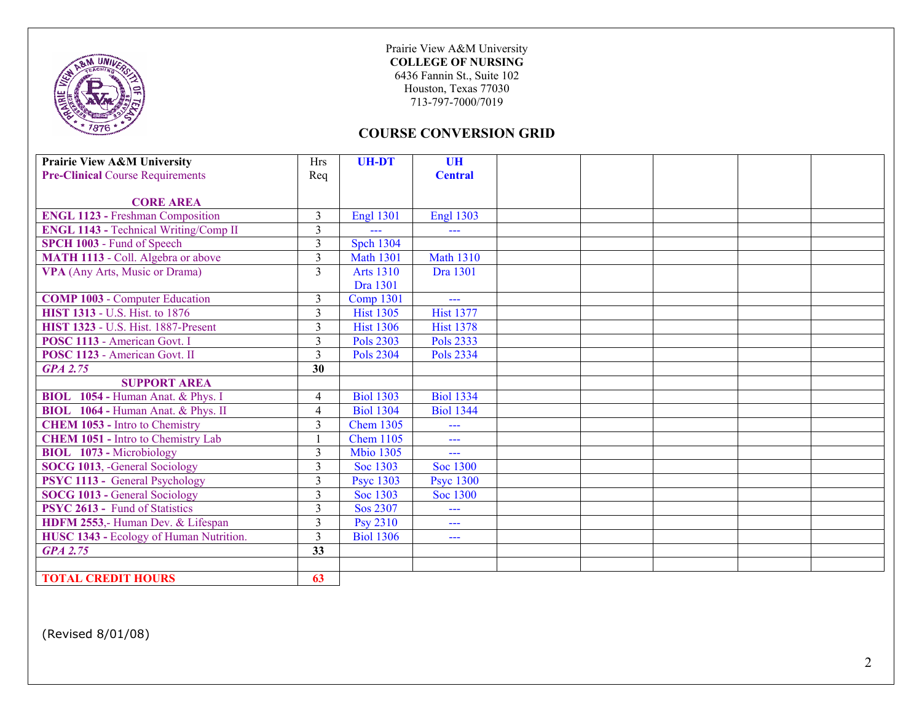Prairie View A&M University
**COLLEGE OF NURSING**
6436 Fannin St., Suite 102
Houston, Texas 77030
713-797-7000/7019

## COURSE CONVERSION GRID

| **Prairie View A&M University** **Pre-Clinical** Course Requirements | Hrs Req | **UH-DT** | **UH Central** | | | | | |
|---|---|---|---|---|---|---|---|---|
| **CORE AREA** | | | | | | | | |
| **ENGL 1123 -** Freshman Composition | 3 | Engl 1301 | Engl 1303 | | | | | |
| **ENGL 1143 -** Technical Writing/Comp II | 3 | --- | --- | | | | | |
| **SPCH 1003** - Fund of Speech | 3 | Spch 1304 | | | | | | |
| **MATH 1113** - Coll. Algebra or above | 3 | Math 1301 | Math 1310 | | | | | |
| **VPA** (Any Arts, Music or Drama) | 3 | Arts 1310 Dra 1301 | Dra 1301 | | | | | |
| **COMP 1003** - Computer Education | 3 | Comp 1301 | --- | | | | | |
| **HIST 1313** - U.S. Hist. to 1876 | 3 | Hist 1305 | Hist 1377 | | | | | |
| **HIST 1323** - U.S. Hist. 1887-Present | 3 | Hist 1306 | Hist 1378 | | | | | |
| **POSC 1113** - American Govt. I | 3 | Pols 2303 | Pols 2333 | | | | | |
| **POSC 1123** - American Govt. II | 3 | Pols 2304 | Pols 2334 | | | | | |
| ***GPA 2.75*** | **30** | | | | | | | |
| **SUPPORT AREA** | | | | | | | | |
| **BIOL 1054 -** Human Anat. & Phys. I | 4 | Biol 1303 | Biol 1334 | | | | | |
| **BIOL 1064 -** Human Anat. & Phys. II | 4 | Biol 1304 | Biol 1344 | | | | | |
| **CHEM 1053 -** Intro to Chemistry | 3 | Chem 1305 | --- | | | | | |
| **CHEM 1051 -** Intro to Chemistry Lab | 1 | Chem 1105 | --- | | | | | |
| **BIOL 1073 -** Microbiology | 3 | Mbio 1305 | --- | | | | | |
| **SOCG 1013**, -General Sociology | 3 | Soc 1303 | Soc 1300 | | | | | |
| **PSYC 1113 -** General Psychology | 3 | Psyc 1303 | Psyc 1300 | | | | | |
| **SOCG 1013 -** General Sociology | 3 | Soc 1303 | Soc 1300 | | | | | |
| **PSYC 2613 -** Fund of Statistics | 3 | Sos 2307 | --- | | | | | |
| **HDFM 2553**,- Human Dev. & Lifespan | 3 | Psy 2310 | --- | | | | | |
| **HUSC 1343 -** Ecology of Human Nutrition. | 3 | Biol 1306 | --- | | | | | |
| ***GPA 2.75*** | **33** | | | | | | | |
| | | | | | | | | |
| **TOTAL CREDIT HOURS** | **63** | | | | | | | |

(Revised 8/01/08)